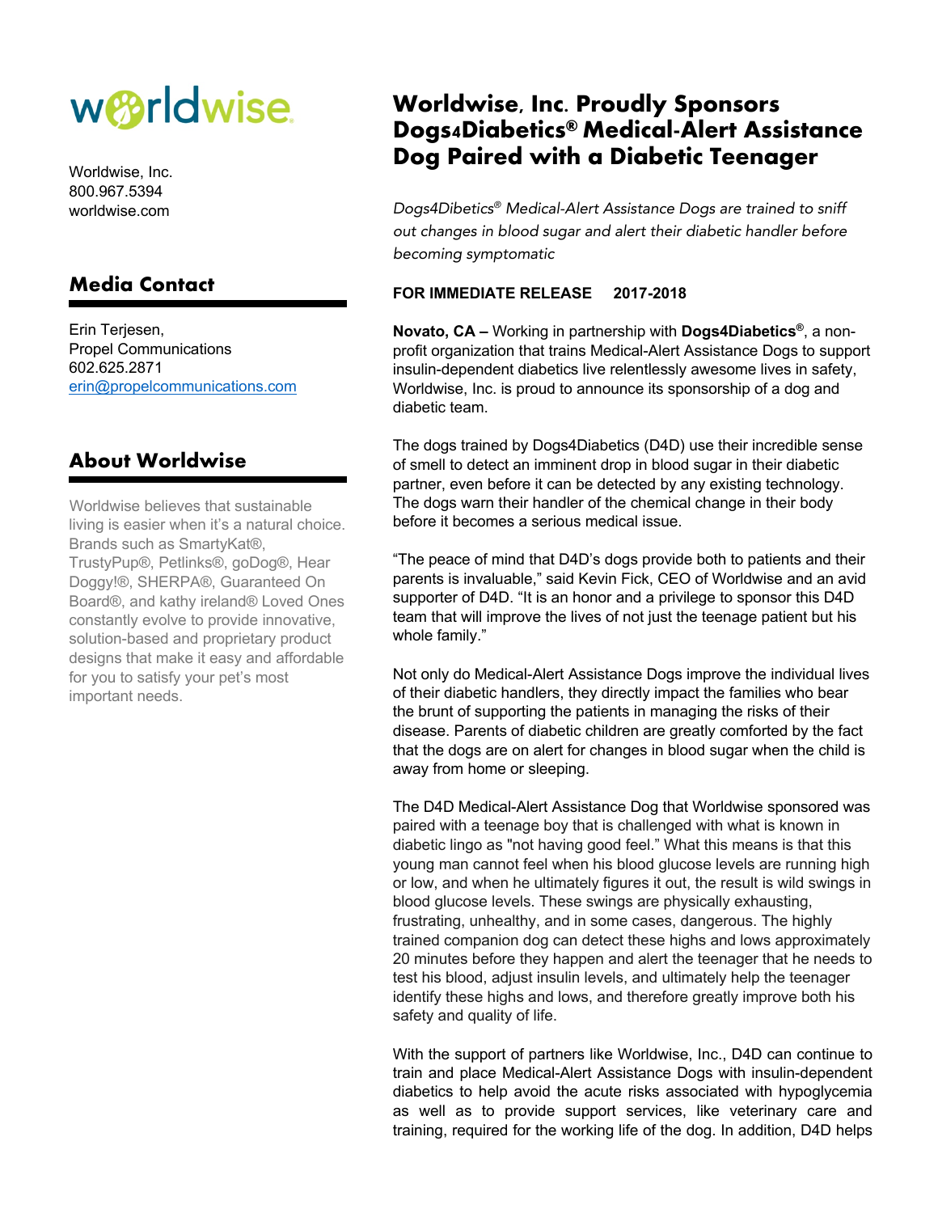worldwise

Worldwise, Inc.
800.967.5394
worldwise.com

## Media Contact

Erin Terjesen,
Propel Communications
602.625.2871
erin@propelcommunications.com

## About Worldwise

Worldwise believes that sustainable living is easier when it's a natural choice. Brands such as SmartyKat®, TrustyPup®, Petlinks®, goDog®, Hear Doggy!®, SHERPA®, Guaranteed On Board®, and kathy ireland® Loved Ones constantly evolve to provide innovative, solution-based and proprietary product designs that make it easy and affordable for you to satisfy your pet's most important needs.

# Worldwise, Inc. Proudly Sponsors Dogs4Diabetics® Medical-Alert Assistance Dog Paired with a Diabetic Teenager

*Dogs4Dibetics® Medical-Alert Assistance Dogs are trained to sniff out changes in blood sugar and alert their diabetic handler before becoming symptomatic*

**FOR IMMEDIATE RELEASE 2017-2018**

**Novato, CA –** Working in partnership with **Dogs4Diabetics®**, a non-profit organization that trains Medical-Alert Assistance Dogs to support insulin-dependent diabetics live relentlessly awesome lives in safety, Worldwise, Inc. is proud to announce its sponsorship of a dog and diabetic team.

The dogs trained by Dogs4Diabetics (D4D) use their incredible sense of smell to detect an imminent drop in blood sugar in their diabetic partner, even before it can be detected by any existing technology. The dogs warn their handler of the chemical change in their body before it becomes a serious medical issue.

"The peace of mind that D4D's dogs provide both to patients and their parents is invaluable," said Kevin Fick, CEO of Worldwise and an avid supporter of D4D. "It is an honor and a privilege to sponsor this D4D team that will improve the lives of not just the teenage patient but his whole family."

Not only do Medical-Alert Assistance Dogs improve the individual lives of their diabetic handlers, they directly impact the families who bear the brunt of supporting the patients in managing the risks of their disease. Parents of diabetic children are greatly comforted by the fact that the dogs are on alert for changes in blood sugar when the child is away from home or sleeping.

The D4D Medical-Alert Assistance Dog that Worldwise sponsored was paired with a teenage boy that is challenged with what is known in diabetic lingo as "not having good feel." What this means is that this young man cannot feel when his blood glucose levels are running high or low, and when he ultimately figures it out, the result is wild swings in blood glucose levels. These swings are physically exhausting, frustrating, unhealthy, and in some cases, dangerous. The highly trained companion dog can detect these highs and lows approximately 20 minutes before they happen and alert the teenager that he needs to test his blood, adjust insulin levels, and ultimately help the teenager identify these highs and lows, and therefore greatly improve both his safety and quality of life.

With the support of partners like Worldwise, Inc., D4D can continue to train and place Medical-Alert Assistance Dogs with insulin-dependent diabetics to help avoid the acute risks associated with hypoglycemia as well as to provide support services, like veterinary care and training, required for the working life of the dog. In addition, D4D helps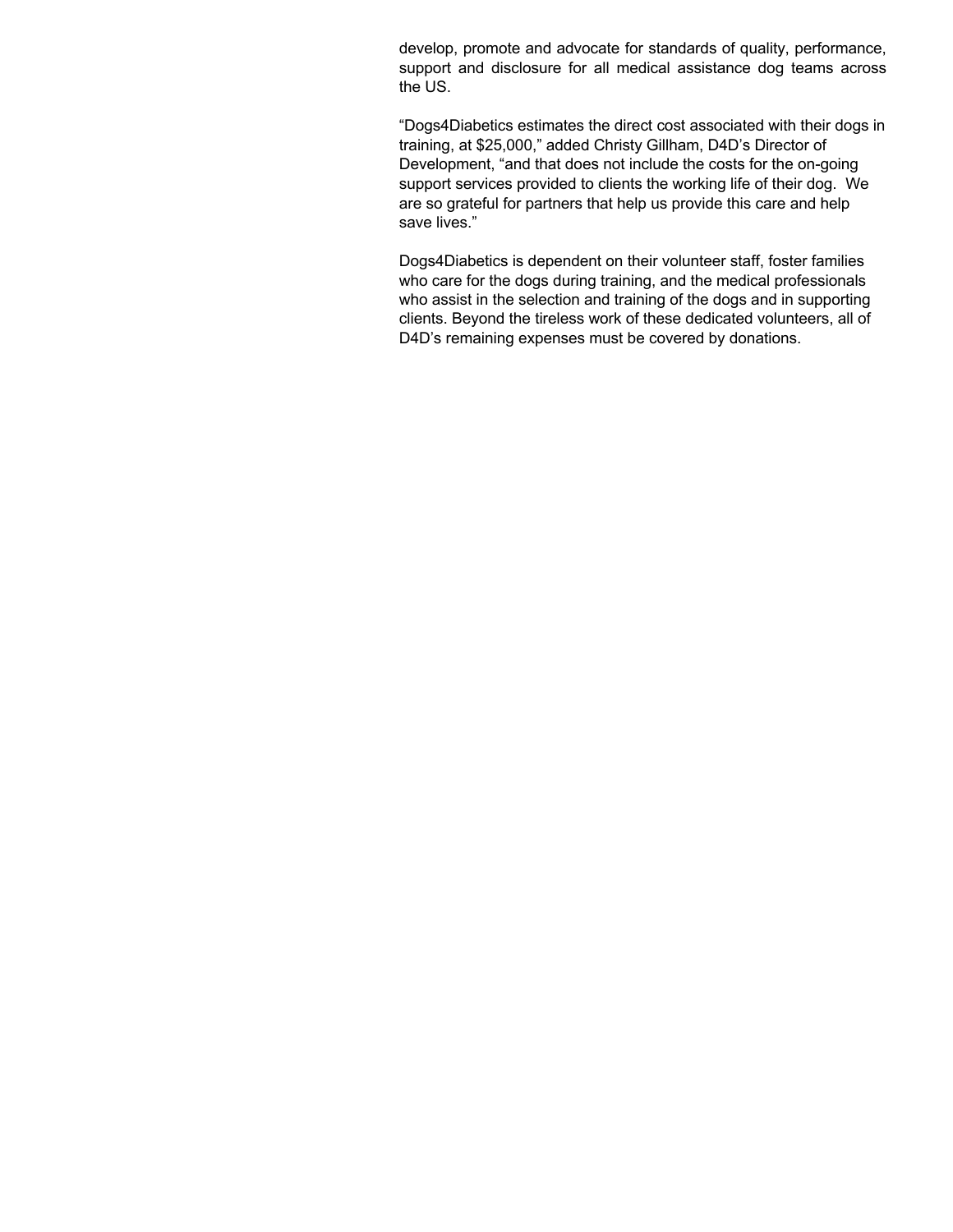develop, promote and advocate for standards of quality, performance, support and disclosure for all medical assistance dog teams across the US.

"Dogs4Diabetics estimates the direct cost associated with their dogs in training, at $25,000," added Christy Gillham, D4D's Director of Development, "and that does not include the costs for the on-going support services provided to clients the working life of their dog. We are so grateful for partners that help us provide this care and help save lives."

Dogs4Diabetics is dependent on their volunteer staff, foster families who care for the dogs during training, and the medical professionals who assist in the selection and training of the dogs and in supporting clients. Beyond the tireless work of these dedicated volunteers, all of D4D's remaining expenses must be covered by donations.